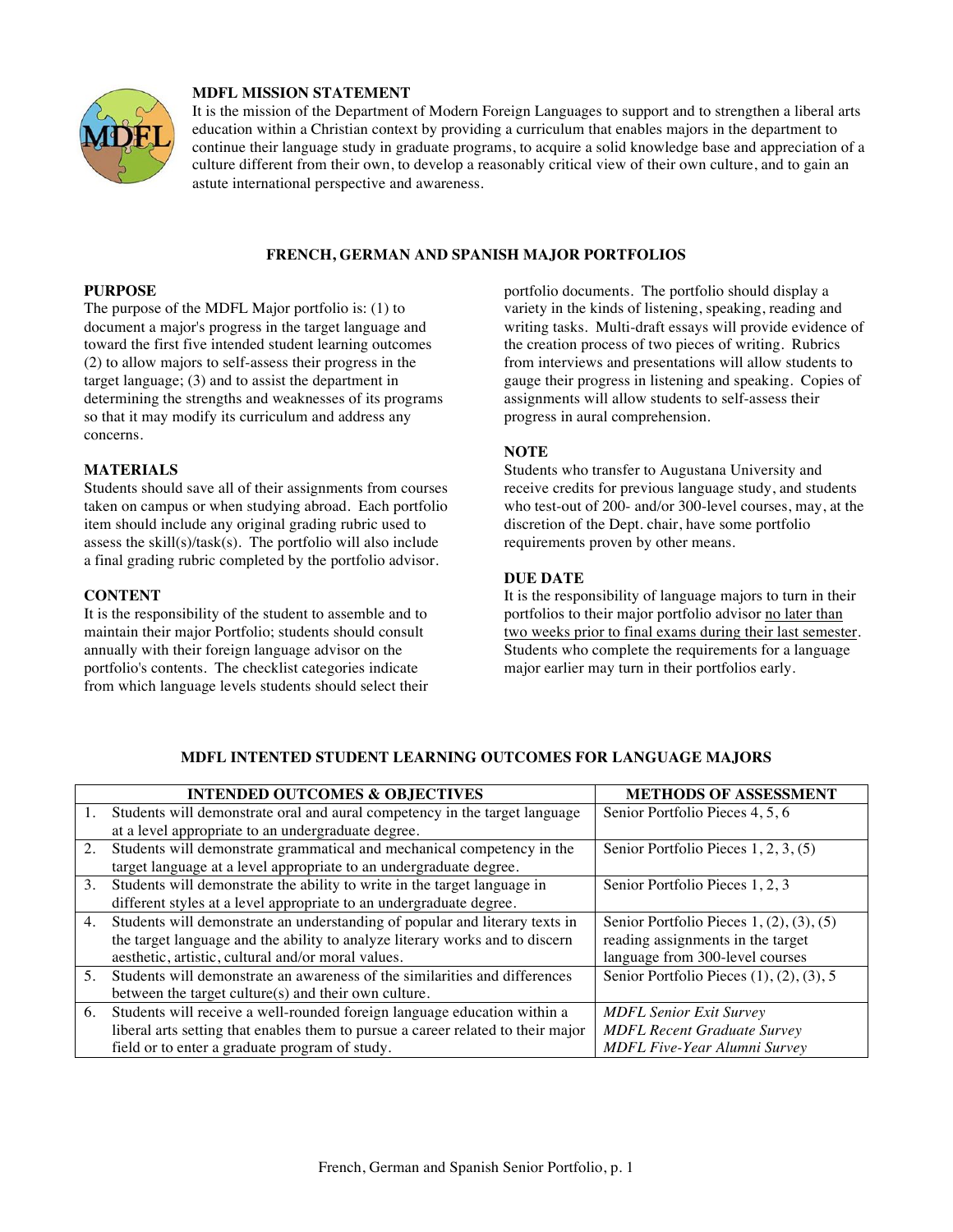## MDFL MISSION STATEMENT

It is the mission of the Department of Modern Foreign Languages to support and to strengthen a liberal arts education within a Christian context by providing a curriculum that enables majors in the department to continue their language study in graduate programs, to acquire a solid knowledge base and appreciation of a culture different from their own, to develop a reasonably critical view of their own culture, and to gain an astute international perspective and awareness.

## FRENCH, GERMAN AND SPANISH MAJOR PORTFOLIOS

### PURPOSE

The purpose of the MDFL Major portfolio is: (1) to document a major's progress in the target language and toward the first five intended student learning outcomes (2) to allow majors to self-assess their progress in the target language; (3) and to assist the department in determining the strengths and weaknesses of its programs so that it may modify its curriculum and address any concerns.

### MATERIALS

Students should save all of their assignments from courses taken on campus or when studying abroad. Each portfolio item should include any original grading rubric used to assess the skill(s)/task(s). The portfolio will also include a final grading rubric completed by the portfolio advisor.

### CONTENT

It is the responsibility of the student to assemble and to maintain their major Portfolio; students should consult annually with their foreign language advisor on the portfolio's contents. The checklist categories indicate from which language levels students should select their portfolio documents. The portfolio should display a variety in the kinds of listening, speaking, reading and writing tasks. Multi-draft essays will provide evidence of the creation process of two pieces of writing. Rubrics from interviews and presentations will allow students to gauge their progress in listening and speaking. Copies of assignments will allow students to self-assess their progress in aural comprehension.

### NOTE

Students who transfer to Augustana University and receive credits for previous language study, and students who test-out of 200- and/or 300-level courses, may, at the discretion of the Dept. chair, have some portfolio requirements proven by other means.

### DUE DATE

It is the responsibility of language majors to turn in their portfolios to their major portfolio advisor <u>no later than two weeks prior to final exams during their last semester</u>. Students who complete the requirements for a language major earlier may turn in their portfolios early.

## MDFL INTENTED STUDENT LEARNING OUTCOMES FOR LANGUAGE MAJORS

| | INTENDED OUTCOMES & OBJECTIVES | METHODS OF ASSESSMENT |
|---|---|---|
| 1. | Students will demonstrate oral and aural competency in the target language at a level appropriate to an undergraduate degree. | Senior Portfolio Pieces 4, 5, 6 |
| 2. | Students will demonstrate grammatical and mechanical competency in the target language at a level appropriate to an undergraduate degree. | Senior Portfolio Pieces 1, 2, 3, (5) |
| 3. | Students will demonstrate the ability to write in the target language in different styles at a level appropriate to an undergraduate degree. | Senior Portfolio Pieces 1, 2, 3 |
| 4. | Students will demonstrate an understanding of popular and literary texts in the target language and the ability to analyze literary works and to discern aesthetic, artistic, cultural and/or moral values. | Senior Portfolio Pieces 1, (2), (3), (5) reading assignments in the target language from 300-level courses |
| 5. | Students will demonstrate an awareness of the similarities and differences between the target culture(s) and their own culture. | Senior Portfolio Pieces (1), (2), (3), 5 |
| 6. | Students will receive a well-rounded foreign language education within a liberal arts setting that enables them to pursue a career related to their major field or to enter a graduate program of study. | *MDFL Senior Exit Survey*<br>*MDFL Recent Graduate Survey*<br>*MDFL Five-Year Alumni Survey* |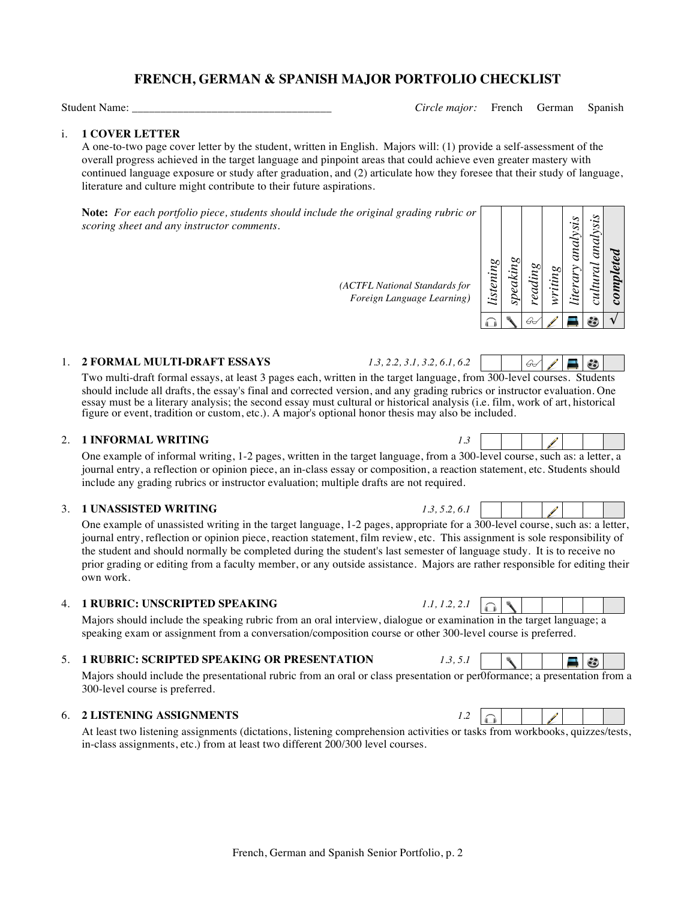# FRENCH, GERMAN & SPANISH MAJOR PORTFOLIO CHECKLIST

Student Name: ___________________________________ *Circle major:* French German Spanish

i. **1 COVER LETTER**

A one-to-two page cover letter by the student, written in English. Majors will: (1) provide a self-assessment of the overall progress achieved in the target language and pinpoint areas that could achieve even greater mastery with continued language exposure or study after graduation, and (2) articulate how they foresee that their study of language, literature and culture might contribute to their future aspirations.

**Note:** *For each portfolio piece, students should include the original grading rubric or scoring sheet and any instructor comments.*

*(ACTFL National Standards for Foreign Language Learning)*

| Portfolio piece | Standards | *listening* | *speaking* | *reading* | *writing* | *literary analysis* | *cultural analysis* | ***completed*** √ |
|---|---|---|---|---|---|---|---|---|
| 1. 2 FORMAL MULTI-DRAFT ESSAYS | *1.3, 2.2, 3.1, 3.2, 6.1, 6.2* | | | ✓ | ✓ | ✓ | ✓ | |
| 2. 1 INFORMAL WRITING | *1.3* | | | | ✓ | | | |
| 3. 1 UNASSISTED WRITING | *1.3, 5.2, 6.1* | | | | ✓ | | | |
| 4. 1 RUBRIC: UNSCRIPTED SPEAKING | *1.1, 1.2, 2.1* | ✓ | ✓ | | | | | |
| 5. 1 RUBRIC: SCRIPTED SPEAKING OR PRESENTATION | *1.3, 5.1* | | ✓ | | | ✓ | ✓ | |
| 6. 2 LISTENING ASSIGNMENTS | *1.2* | ✓ | | | ✓ | | | |

1. **2 FORMAL MULTI-DRAFT ESSAYS** *1.3, 2.2, 3.1, 3.2, 6.1, 6.2*

   Two multi-draft formal essays, at least 3 pages each, written in the target language, from 300-level courses. Students should include all drafts, the essay's final and corrected version, and any grading rubrics or instructor evaluation. One essay must be a literary analysis; the second essay must cultural or historical analysis (i.e. film, work of art, historical figure or event, tradition or custom, etc.). A major's optional honor thesis may also be included.

2. **1 INFORMAL WRITING** *1.3*

   One example of informal writing, 1-2 pages, written in the target language, from a 300-level course, such as: a letter, a journal entry, a reflection or opinion piece, an in-class essay or composition, a reaction statement, etc. Students should include any grading rubrics or instructor evaluation; multiple drafts are not required.

3. **1 UNASSISTED WRITING** *1.3, 5.2, 6.1*

   One example of unassisted writing in the target language, 1-2 pages, appropriate for a 300-level course, such as: a letter, journal entry, reflection or opinion piece, reaction statement, film review, etc. This assignment is sole responsibility of the student and should normally be completed during the student's last semester of language study. It is to receive no prior grading or editing from a faculty member, or any outside assistance. Majors are rather responsible for editing their own work.

4. **1 RUBRIC: UNSCRIPTED SPEAKING** *1.1, 1.2, 2.1*

   Majors should include the speaking rubric from an oral interview, dialogue or examination in the target language; a speaking exam or assignment from a conversation/composition course or other 300-level course is preferred.

5. **1 RUBRIC: SCRIPTED SPEAKING OR PRESENTATION** *1.3, 5.1*

   Majors should include the presentational rubric from an oral or class presentation or per0formance; a presentation from a 300-level course is preferred.

6. **2 LISTENING ASSIGNMENTS** *1.2*

   At least two listening assignments (dictations, listening comprehension activities or tasks from workbooks, quizzes/tests, in-class assignments, etc.) from at least two different 200/300 level courses.